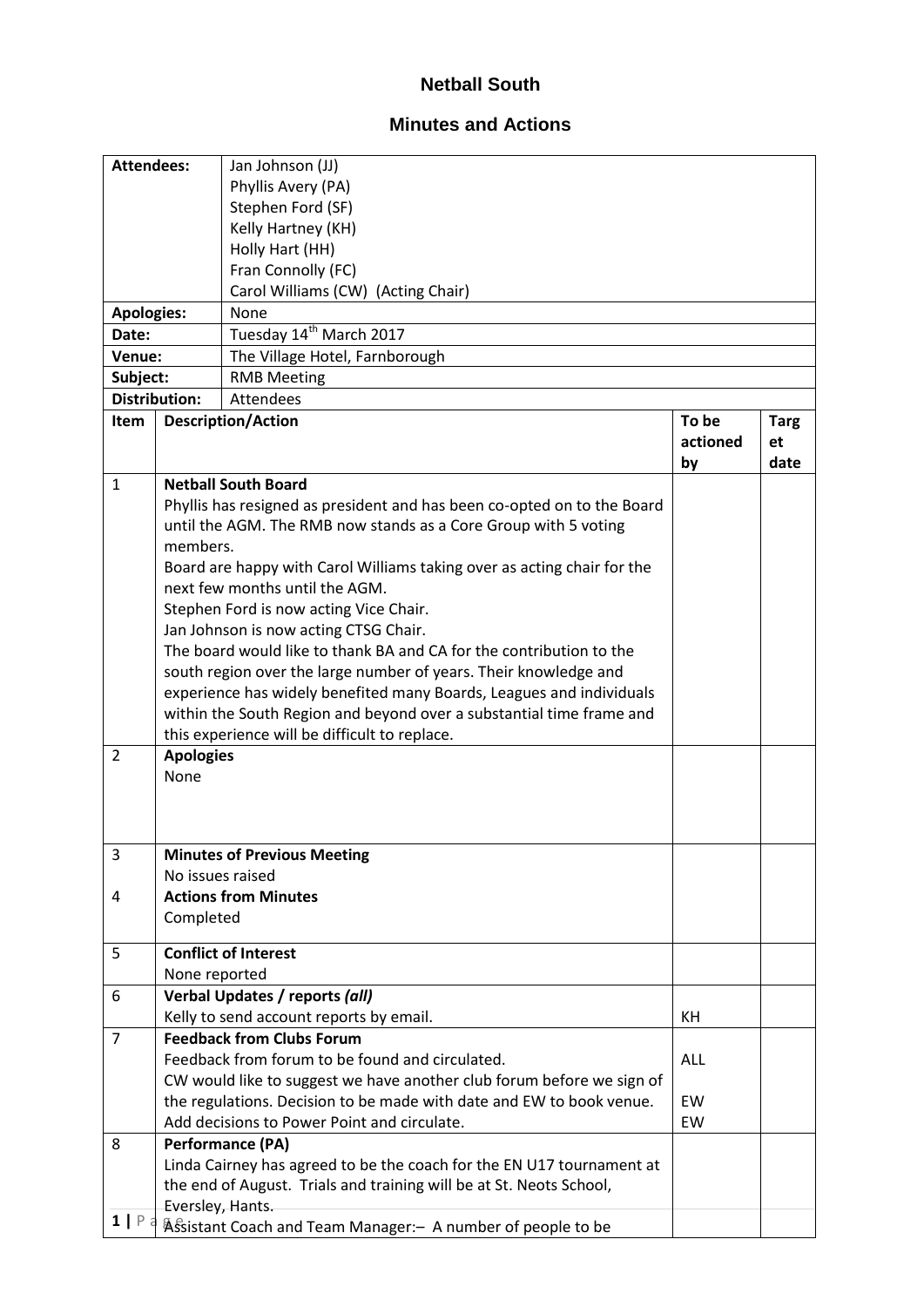# Netball South

## Minutes and Actions

| Attendees: | Jan Johnson (JJ)<br>Phyllis Avery (PA)<br>Stephen Ford (SF)<br>Kelly Hartney (KH)<br>Holly Hart (HH)<br>Fran Connolly (FC)<br>Carol Williams (CW) (Acting Chair) |
|---|---|
| Apologies: | None |
| Date: | Tuesday 14th March 2017 |
| Venue: | The Village Hotel, Farnborough |
| Subject: | RMB Meeting |
| Distribution: | Attendees |

| Item | Description/Action | To be actioned by | Target date |
|---|---|---|---|
| 1 | **Netball South Board**<br>Phyllis has resigned as president and has been co-opted on to the Board until the AGM. The RMB now stands as a Core Group with 5 voting members.<br>Board are happy with Carol Williams taking over as acting chair for the next few months until the AGM.<br>Stephen Ford is now acting Vice Chair.<br>Jan Johnson is now acting CTSG Chair.<br>The board would like to thank BA and CA for the contribution to the south region over the large number of years. Their knowledge and experience has widely benefited many Boards, Leagues and individuals within the South Region and beyond over a substantial time frame and this experience will be difficult to replace. | | |
| 2 | **Apologies**<br>None | | |
| 3<br><br>4 | **Minutes of Previous Meeting**<br>No issues raised<br>**Actions from Minutes**<br>Completed | | |
| 5 | **Conflict of Interest**<br>None reported | | |
| 6 | **Verbal Updates / reports *(all)***<br>Kelly to send account reports by email. | KH | |
| 7 | **Feedback from Clubs Forum**<br>Feedback from forum to be found and circulated.<br>CW would like to suggest we have another club forum before we sign of the regulations. Decision to be made with date and EW to book venue.<br>Add decisions to Power Point and circulate. | ALL<br><br>EW<br>EW | |
| 8 | **Performance (PA)**<br>Linda Cairney has agreed to be the coach for the EN U17 tournament at the end of August. Trials and training will be at St. Neots School, Eversley, Hants.<br>Assistant Coach and Team Manager:– A number of people to be | | |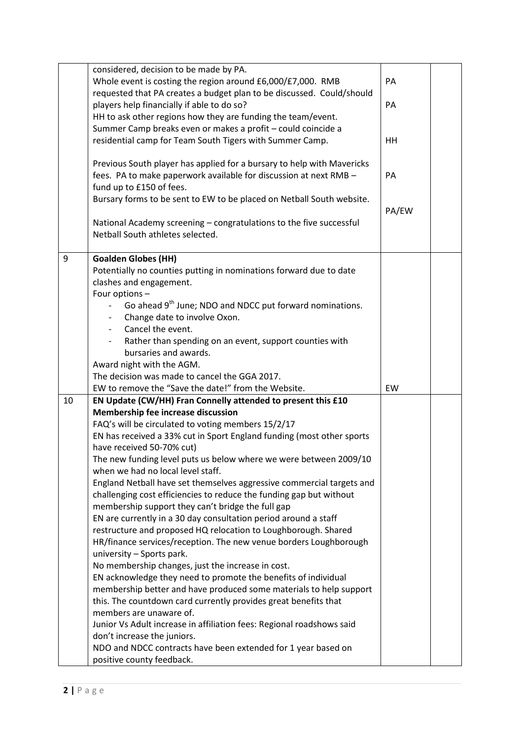| | | | |
|---|---|---|---|
| | considered, decision to be made by PA.<br>Whole event is costing the region around £6,000/£7,000. RMB requested that PA creates a budget plan to be discussed. Could/should players help financially if able to do so?<br>HH to ask other regions how they are funding the team/event.<br>Summer Camp breaks even or makes a profit – could coincide a residential camp for Team South Tigers with Summer Camp.<br><br>Previous South player has applied for a bursary to help with Mavericks fees. PA to make paperwork available for discussion at next RMB – fund up to £150 of fees.<br>Bursary forms to be sent to EW to be placed on Netball South website.<br><br>National Academy screening – congratulations to the five successful Netball South athletes selected. | PA<br><br>PA<br><br>HH<br><br>PA<br><br>PA/EW | |
| 9 | **Goalden Globes (HH)**<br>Potentially no counties putting in nominations forward due to date clashes and engagement.<br>Four options –<br>- Go ahead 9th June; NDO and NDCC put forward nominations.<br>- Change date to involve Oxon.<br>- Cancel the event.<br>- Rather than spending on an event, support counties with bursaries and awards.<br>Award night with the AGM.<br>The decision was made to cancel the GGA 2017.<br>EW to remove the "Save the date!" from the Website. | EW | |
| 10 | **EN Update (CW/HH) Fran Connelly attended to present this £10 Membership fee increase discussion**<br>FAQ's will be circulated to voting members 15/2/17<br>EN has received a 33% cut in Sport England funding (most other sports have received 50-70% cut)<br>The new funding level puts us below where we were between 2009/10 when we had no local level staff.<br>England Netball have set themselves aggressive commercial targets and challenging cost efficiencies to reduce the funding gap but without membership support they can't bridge the full gap<br>EN are currently in a 30 day consultation period around a staff restructure and proposed HQ relocation to Loughborough. Shared HR/finance services/reception. The new venue borders Loughborough university – Sports park.<br>No membership changes, just the increase in cost.<br>EN acknowledge they need to promote the benefits of individual membership better and have produced some materials to help support this. The countdown card currently provides great benefits that members are unaware of.<br>Junior Vs Adult increase in affiliation fees: Regional roadshows said don't increase the juniors.<br>NDO and NDCC contracts have been extended for 1 year based on positive county feedback. | | |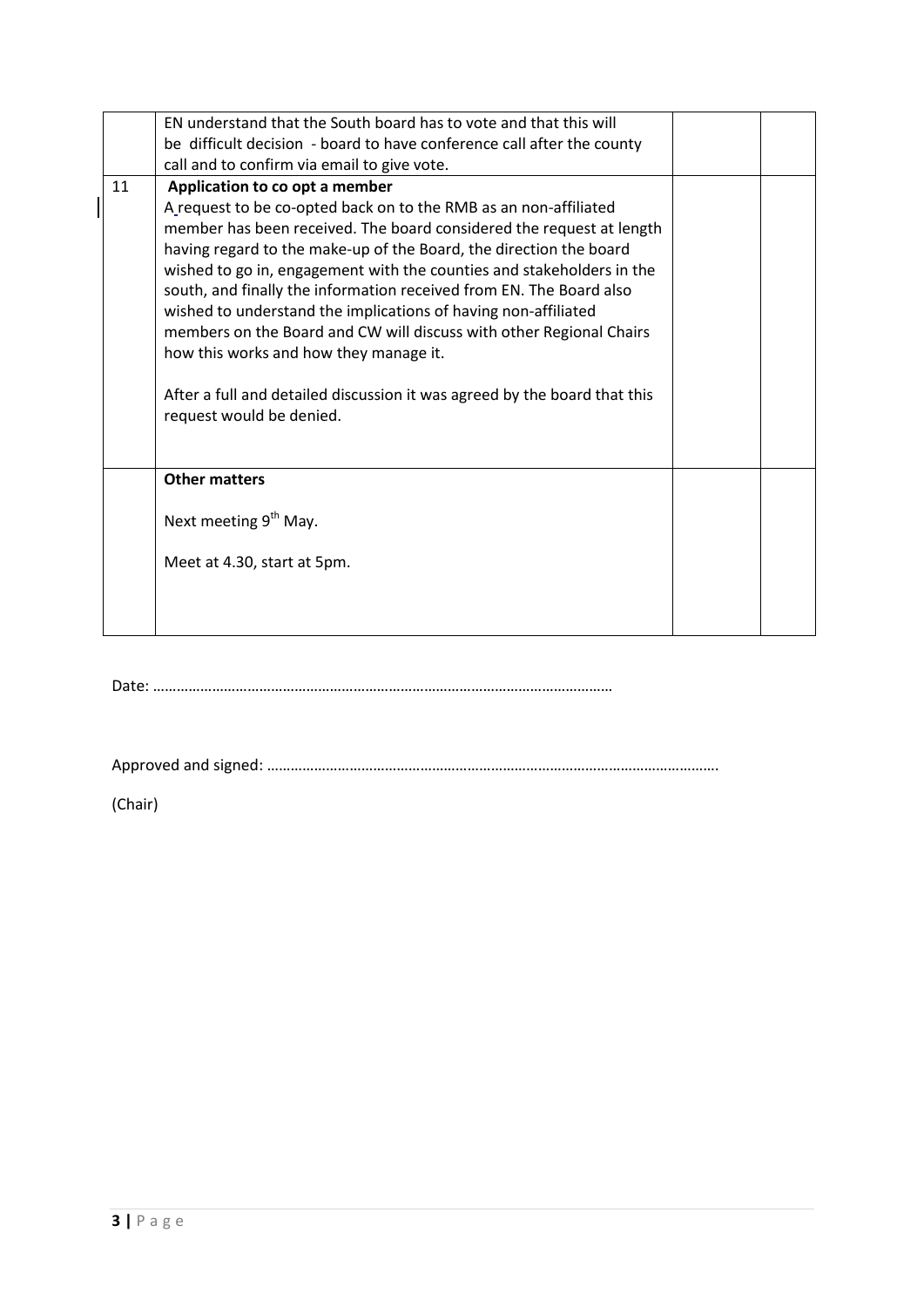| | | | |
|---|---|---|---|
| | EN understand that the South board has to vote and that this will be difficult decision - board to have conference call after the county call and to confirm via email to give vote. | | |
| 11 | **Application to co opt a member**<br>A request to be co-opted back on to the RMB as an non-affiliated member has been received. The board considered the request at length having regard to the make-up of the Board, the direction the board wished to go in, engagement with the counties and stakeholders in the south, and finally the information received from EN. The Board also wished to understand the implications of having non-affiliated members on the Board and CW will discuss with other Regional Chairs how this works and how they manage it.<br><br>After a full and detailed discussion it was agreed by the board that this request would be denied. | | |
| | **Other matters**<br><br>Next meeting 9th May.<br><br>Meet at 4.30, start at 5pm. | | |

Date: ……………………………………………………………………………………………………

Approved and signed: ……………………………………………………………………………………………….

(Chair)